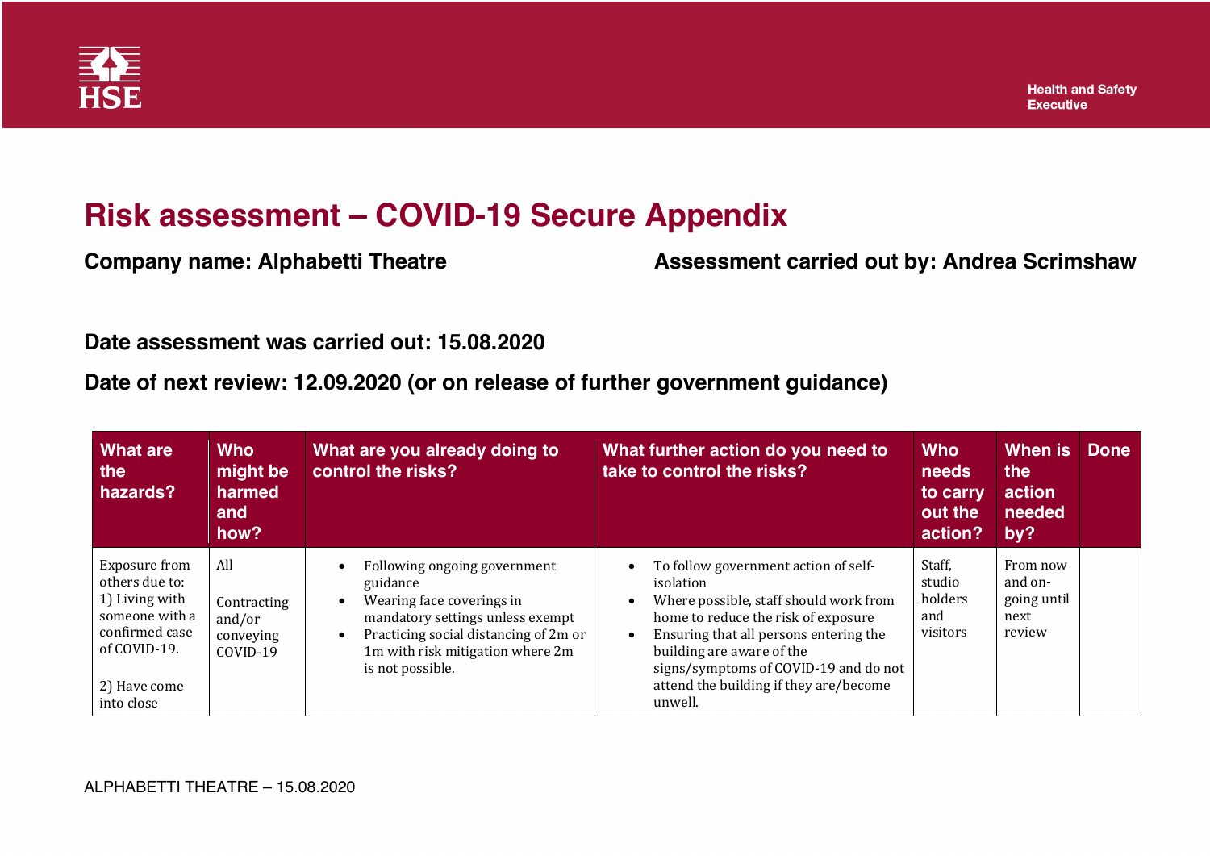HSE

Health and Safety Executive

# Risk assessment – COVID-19 Secure Appendix

**Company name: Alphabetti Theatre**

**Assessment carried out by: Andrea Scrimshaw**

**Date assessment was carried out: 15.08.2020**

**Date of next review: 12.09.2020 (or on release of further government guidance)**

| What are the hazards? | Who might be harmed and how? | What are you already doing to control the risks? | What further action do you need to take to control the risks? | Who needs to carry out the action? | When is the action needed by? | Done |
|---|---|---|---|---|---|---|
| Exposure from others due to:<br>1) Living with someone with a confirmed case of COVID-19.<br><br>2) Have come into close | All<br><br>Contracting and/or conveying COVID-19 | • Following ongoing government guidance<br>• Wearing face coverings in mandatory settings unless exempt<br>• Practicing social distancing of 2m or 1m with risk mitigation where 2m is not possible. | • To follow government action of self-isolation<br>• Where possible, staff should work from home to reduce the risk of exposure<br>• Ensuring that all persons entering the building are aware of the signs/symptoms of COVID-19 and do not attend the building if they are/become unwell. | Staff, studio holders and visitors | From now and on-going until next review | |

ALPHABETTI THEATRE – 15.08.2020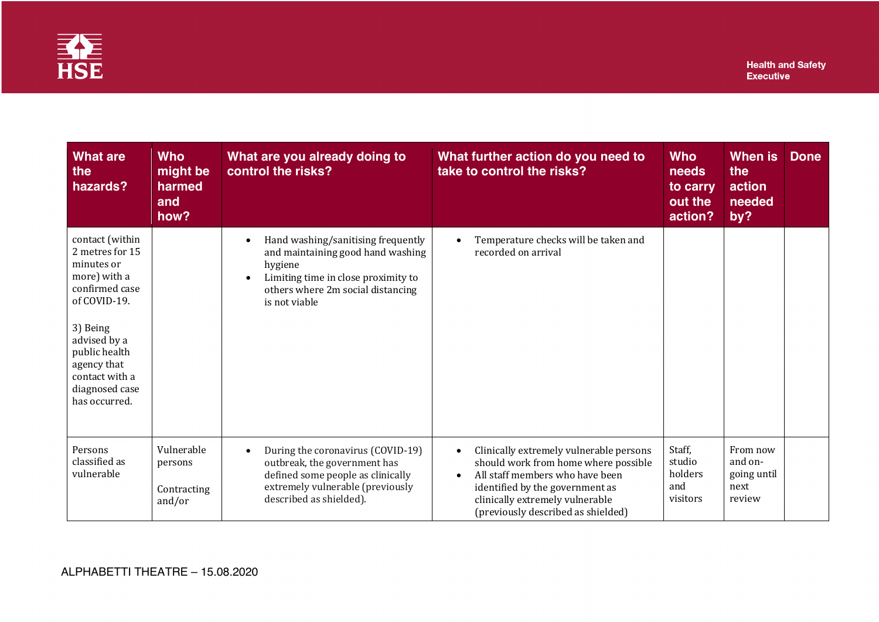| What are the hazards? | Who might be harmed and how? | What are you already doing to control the risks? | What further action do you need to take to control the risks? | Who needs to carry out the action? | When is the action needed by? | Done |
|---|---|---|---|---|---|---|
| contact (within 2 metres for 15 minutes or more) with a confirmed case of COVID-19.<br><br>3) Being advised by a public health agency that contact with a diagnosed case has occurred. | | • Hand washing/sanitising frequently and maintaining good hand washing hygiene<br>• Limiting time in close proximity to others where 2m social distancing is not viable | • Temperature checks will be taken and recorded on arrival | | | |
| Persons classified as vulnerable | Vulnerable persons<br><br>Contracting and/or | • During the coronavirus (COVID-19) outbreak, the government has defined some people as clinically extremely vulnerable (previously described as shielded). | • Clinically extremely vulnerable persons should work from home where possible<br>• All staff members who have been identified by the government as clinically extremely vulnerable (previously described as shielded) | Staff, studio holders and visitors | From now and on-going until next review | |

ALPHABETTI THEATRE – 15.08.2020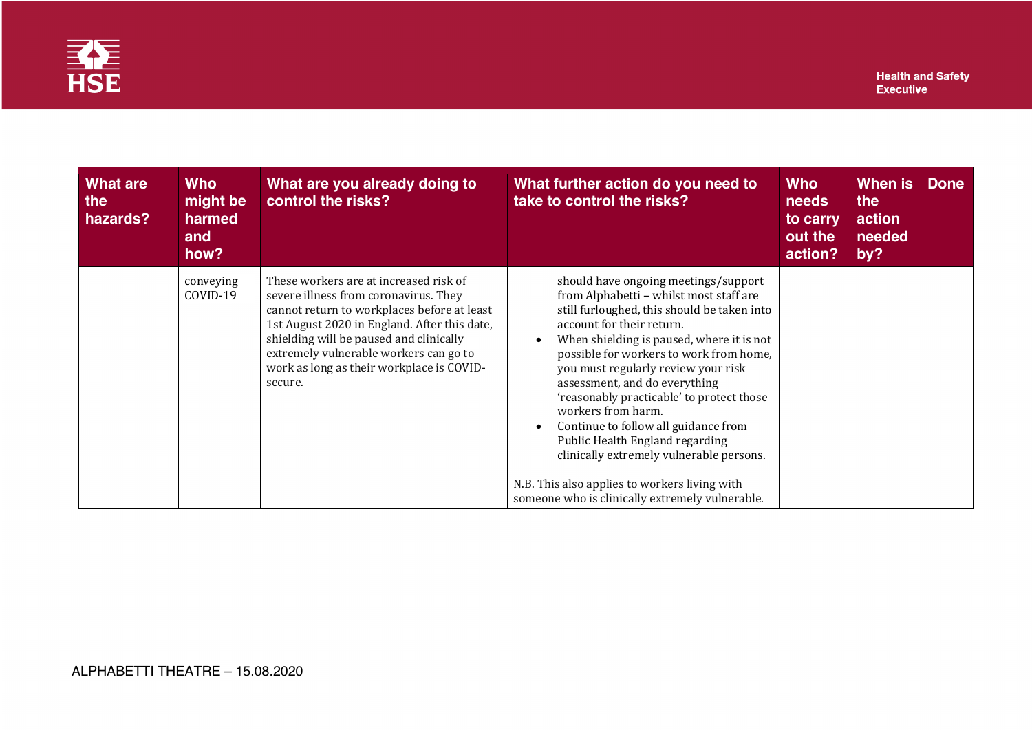| What are the hazards? | Who might be harmed and how? | What are you already doing to control the risks? | What further action do you need to take to control the risks? | Who needs to carry out the action? | When is the action needed by? | Done |
|---|---|---|---|---|---|---|
| | conveying COVID-19 | These workers are at increased risk of severe illness from coronavirus. They cannot return to workplaces before at least 1st August 2020 in England. After this date, shielding will be paused and clinically extremely vulnerable workers can go to work as long as their workplace is COVID-secure. | should have ongoing meetings/support from Alphabetti – whilst most staff are still furloughed, this should be taken into account for their return.<br>• When shielding is paused, where it is not possible for workers to work from home, you must regularly review your risk assessment, and do everything 'reasonably practicable' to protect those workers from harm.<br>• Continue to follow all guidance from Public Health England regarding clinically extremely vulnerable persons.<br><br>N.B. This also applies to workers living with someone who is clinically extremely vulnerable. | | | |

ALPHABETTI THEATRE – 15.08.2020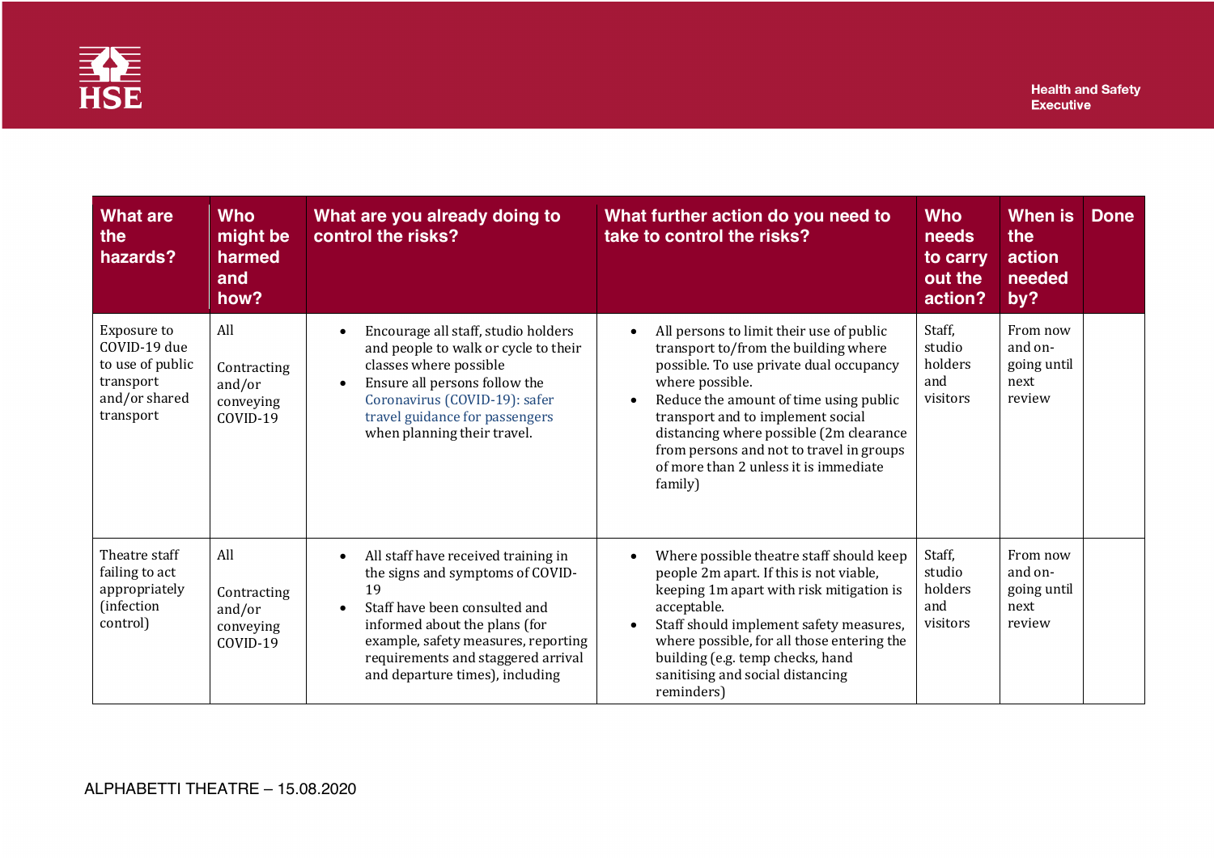| What are the hazards? | Who might be harmed and how? | What are you already doing to control the risks? | What further action do you need to take to control the risks? | Who needs to carry out the action? | When is the action needed by? | Done |
|---|---|---|---|---|---|---|
| Exposure to COVID-19 due to use of public transport and/or shared transport | All<br><br>Contracting and/or conveying COVID-19 | • Encourage all staff, studio holders and people to walk or cycle to their classes where possible<br>• Ensure all persons follow the Coronavirus (COVID-19): safer travel guidance for passengers when planning their travel. | • All persons to limit their use of public transport to/from the building where possible. To use private dual occupancy where possible.<br>• Reduce the amount of time using public transport and to implement social distancing where possible (2m clearance from persons and not to travel in groups of more than 2 unless it is immediate family) | Staff, studio holders and visitors | From now and on-going until next review | |
| Theatre staff failing to act appropriately (infection control) | All<br><br>Contracting and/or conveying COVID-19 | • All staff have received training in the signs and symptoms of COVID-19<br>• Staff have been consulted and informed about the plans (for example, safety measures, reporting requirements and staggered arrival and departure times), including | • Where possible theatre staff should keep people 2m apart. If this is not viable, keeping 1m apart with risk mitigation is acceptable.<br>• Staff should implement safety measures, where possible, for all those entering the building (e.g. temp checks, hand sanitising and social distancing reminders) | Staff, studio holders and visitors | From now and on-going until next review | |

ALPHABETTI THEATRE – 15.08.2020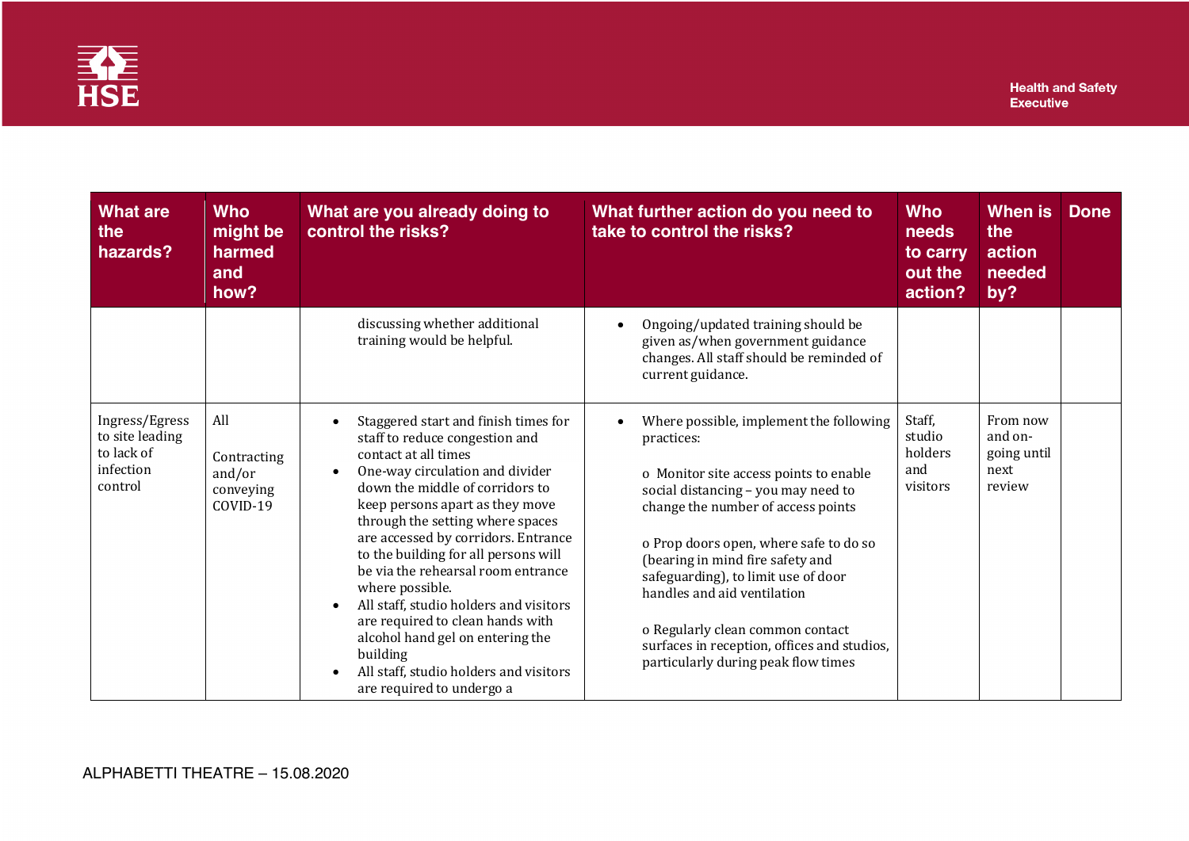| What are the hazards? | Who might be harmed and how? | What are you already doing to control the risks? | What further action do you need to take to control the risks? | Who needs to carry out the action? | When is the action needed by? | Done |
| --- | --- | --- | --- | --- | --- | --- |
| | | discussing whether additional training would be helpful. | • Ongoing/updated training should be given as/when government guidance changes. All staff should be reminded of current guidance. | | | |
| Ingress/Egress to site leading to lack of infection control | All<br><br>Contracting and/or conveying COVID-19 | • Staggered start and finish times for staff to reduce congestion and contact at all times<br>• One-way circulation and divider down the middle of corridors to keep persons apart as they move through the setting where spaces are accessed by corridors. Entrance to the building for all persons will be via the rehearsal room entrance where possible.<br>• All staff, studio holders and visitors are required to clean hands with alcohol hand gel on entering the building<br>• All staff, studio holders and visitors are required to undergo a | • Where possible, implement the following practices:<br><br>o Monitor site access points to enable social distancing – you may need to change the number of access points<br><br>o Prop doors open, where safe to do so (bearing in mind fire safety and safeguarding), to limit use of door handles and aid ventilation<br><br>o Regularly clean common contact surfaces in reception, offices and studios, particularly during peak flow times | Staff, studio holders and visitors | From now and on-going until next review | |

ALPHABETTI THEATRE – 15.08.2020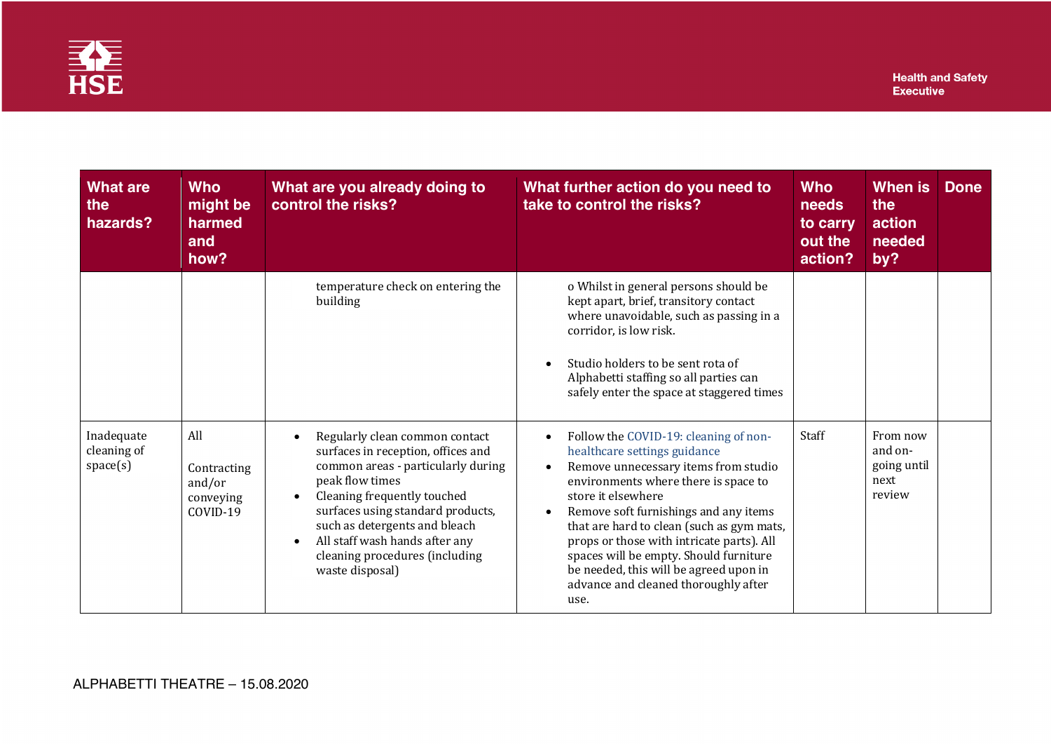| What are the hazards? | Who might be harmed and how? | What are you already doing to control the risks? | What further action do you need to take to control the risks? | Who needs to carry out the action? | When is the action needed by? | Done |
|---|---|---|---|---|---|---|
| | | temperature check on entering the building | o Whilst in general persons should be kept apart, brief, transitory contact where unavoidable, such as passing in a corridor, is low risk.<br><br>• Studio holders to be sent rota of Alphabetti staffing so all parties can safely enter the space at staggered times | | | |
| Inadequate cleaning of space(s) | All<br><br>Contracting and/or conveying COVID-19 | • Regularly clean common contact surfaces in reception, offices and common areas - particularly during peak flow times<br>• Cleaning frequently touched surfaces using standard products, such as detergents and bleach<br>• All staff wash hands after any cleaning procedures (including waste disposal) | • Follow the COVID-19: cleaning of non-healthcare settings guidance<br>• Remove unnecessary items from studio environments where there is space to store it elsewhere<br>• Remove soft furnishings and any items that are hard to clean (such as gym mats, props or those with intricate parts). All spaces will be empty. Should furniture be needed, this will be agreed upon in advance and cleaned thoroughly after use. | Staff | From now and on-going until next review | |

ALPHABETTI THEATRE – 15.08.2020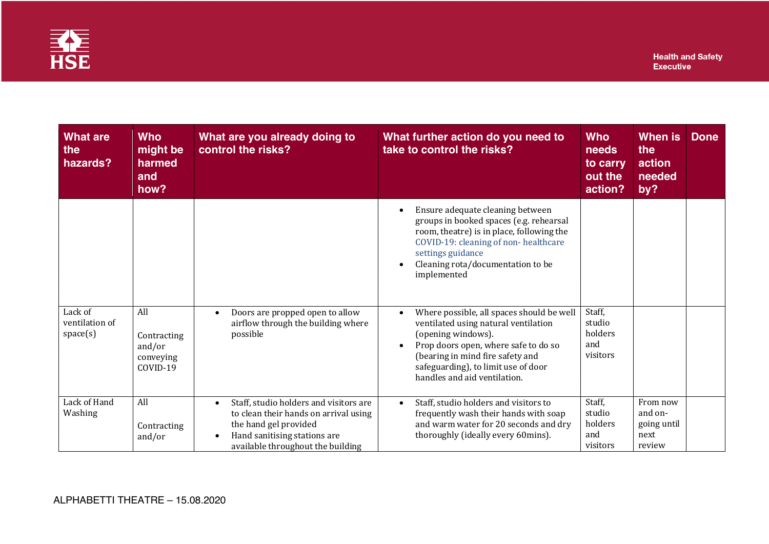| What are the hazards? | Who might be harmed and how? | What are you already doing to control the risks? | What further action do you need to take to control the risks? | Who needs to carry out the action? | When is the action needed by? | Done |
|---|---|---|---|---|---|---|
| | | | • Ensure adequate cleaning between groups in booked spaces (e.g. rehearsal room, theatre) is in place, following the COVID-19: cleaning of non- healthcare settings guidance<br>• Cleaning rota/documentation to be implemented | | | |
| Lack of ventilation of space(s) | All<br><br>Contracting and/or conveying COVID-19 | • Doors are propped open to allow airflow through the building where possible | • Where possible, all spaces should be well ventilated using natural ventilation (opening windows).<br>• Prop doors open, where safe to do so (bearing in mind fire safety and safeguarding), to limit use of door handles and aid ventilation. | Staff, studio holders and visitors | | |
| Lack of Hand Washing | All<br><br>Contracting and/or | • Staff, studio holders and visitors are to clean their hands on arrival using the hand gel provided<br>• Hand sanitising stations are available throughout the building | • Staff, studio holders and visitors to frequently wash their hands with soap and warm water for 20 seconds and dry thoroughly (ideally every 60mins). | Staff, studio holders and visitors | From now and on-going until next review | |

ALPHABETTI THEATRE – 15.08.2020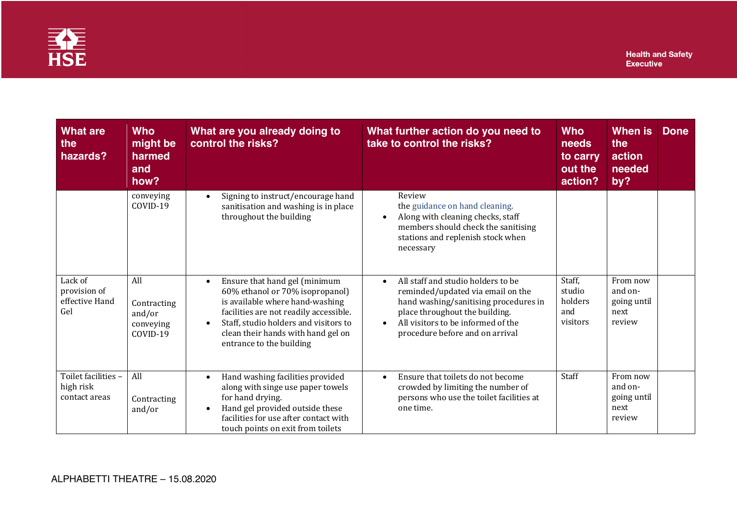| What are the hazards? | Who might be harmed and how? | What are you already doing to control the risks? | What further action do you need to take to control the risks? | Who needs to carry out the action? | When is the action needed by? | Done |
|---|---|---|---|---|---|---|
| | conveying COVID-19 | • Signing to instruct/encourage hand sanitisation and washing is in place throughout the building | Review the guidance on hand cleaning. <br>• Along with cleaning checks, staff members should check the sanitising stations and replenish stock when necessary | | | |
| Lack of provision of effective Hand Gel | All <br><br>Contracting and/or conveying COVID-19 | • Ensure that hand gel (minimum 60% ethanol or 70% isopropanol) is available where hand-washing facilities are not readily accessible. <br>• Staff, studio holders and visitors to clean their hands with hand gel on entrance to the building | • All staff and studio holders to be reminded/updated via email on the hand washing/sanitising procedures in place throughout the building. <br>• All visitors to be informed of the procedure before and on arrival | Staff, studio holders and visitors | From now and on-going until next review | |
| Toilet facilities – high risk contact areas | All <br><br>Contracting and/or | • Hand washing facilities provided along with singe use paper towels for hand drying. <br>• Hand gel provided outside these facilities for use after contact with touch points on exit from toilets | • Ensure that toilets do not become crowded by limiting the number of persons who use the toilet facilities at one time. | Staff | From now and on-going until next review | |

ALPHABETTI THEATRE – 15.08.2020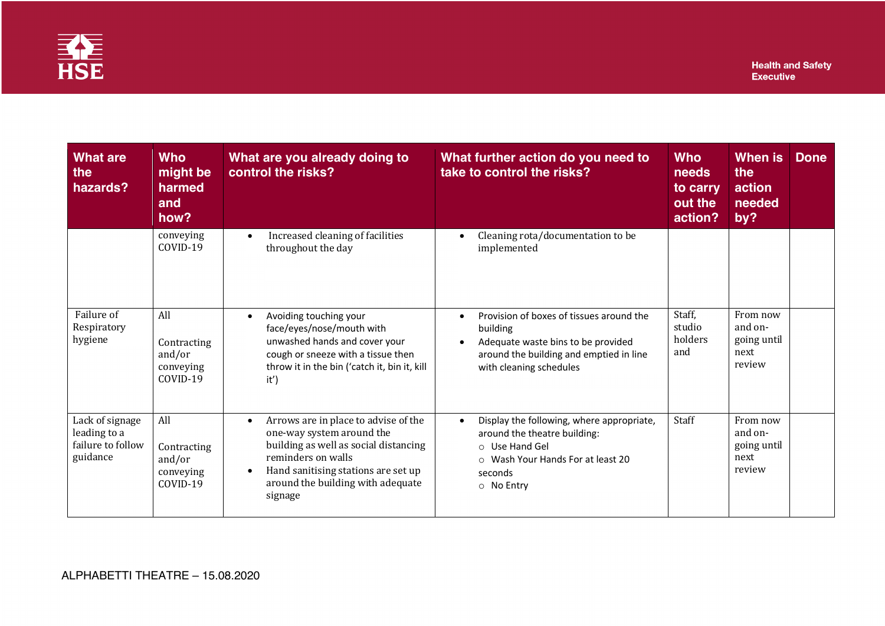| What are the hazards? | Who might be harmed and how? | What are you already doing to control the risks? | What further action do you need to take to control the risks? | Who needs to carry out the action? | When is the action needed by? | Done |
|---|---|---|---|---|---|---|
| | conveying COVID-19 | • Increased cleaning of facilities throughout the day | • Cleaning rota/documentation to be implemented | | | |
| Failure of Respiratory hygiene | All<br><br>Contracting and/or conveying COVID-19 | • Avoiding touching your face/eyes/nose/mouth with unwashed hands and cover your cough or sneeze with a tissue then throw it in the bin ('catch it, bin it, kill it') | • Provision of boxes of tissues around the building<br>• Adequate waste bins to be provided around the building and emptied in line with cleaning schedules | Staff, studio holders and | From now and on-going until next review | |
| Lack of signage leading to a failure to follow guidance | All<br><br>Contracting and/or conveying COVID-19 | • Arrows are in place to advise of the one-way system around the building as well as social distancing reminders on walls<br>• Hand sanitising stations are set up around the building with adequate signage | • Display the following, where appropriate, around the theatre building:<br>○ Use Hand Gel<br>○ Wash Your Hands For at least 20 seconds<br>○ No Entry | Staff | From now and on-going until next review | |

ALPHABETTI THEATRE – 15.08.2020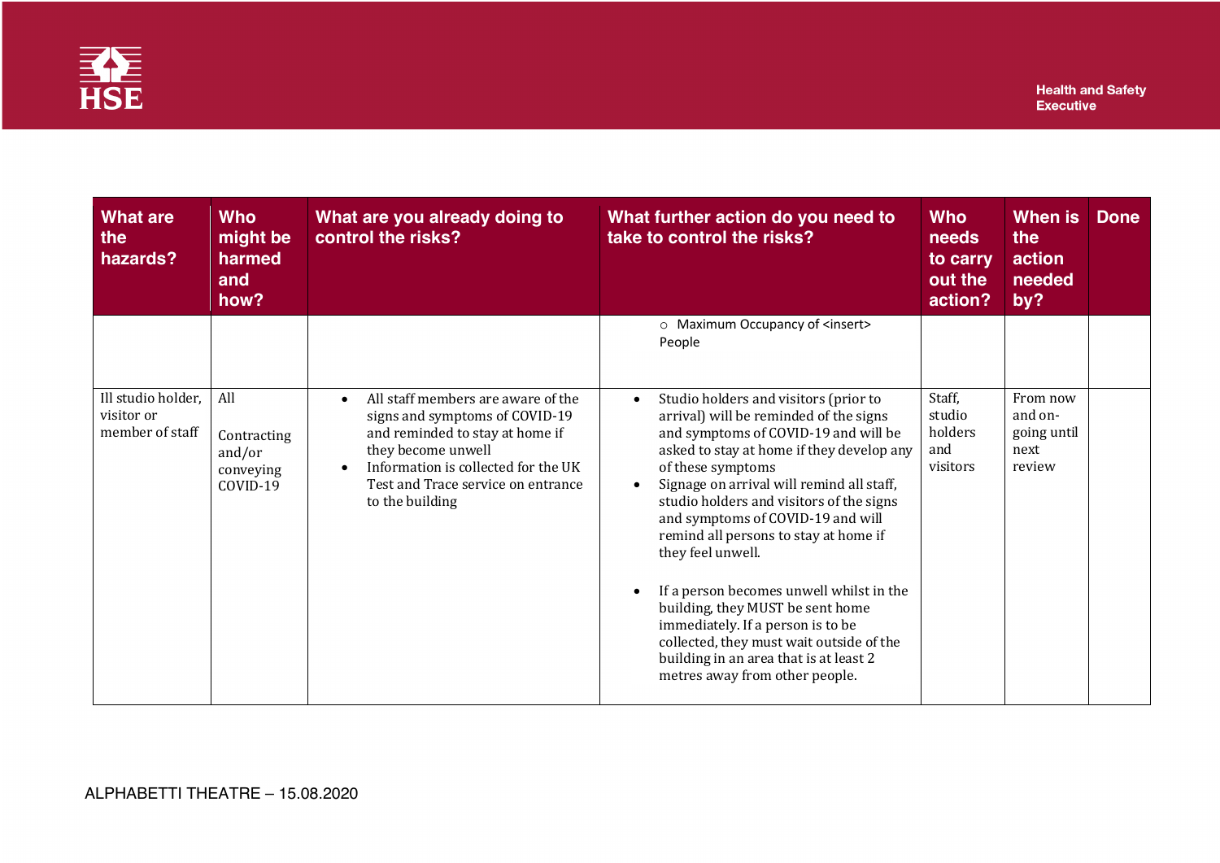| What are the hazards? | Who might be harmed and how? | What are you already doing to control the risks? | What further action do you need to take to control the risks? | Who needs to carry out the action? | When is the action needed by? | Done |
|---|---|---|---|---|---|---|
| | | | ○ Maximum Occupancy of <insert> People | | | |
| Ill studio holder, visitor or member of staff | All<br><br>Contracting and/or conveying COVID-19 | • All staff members are aware of the signs and symptoms of COVID-19 and reminded to stay at home if they become unwell<br>• Information is collected for the UK Test and Trace service on entrance to the building | • Studio holders and visitors (prior to arrival) will be reminded of the signs and symptoms of COVID-19 and will be asked to stay at home if they develop any of these symptoms<br>• Signage on arrival will remind all staff, studio holders and visitors of the signs and symptoms of COVID-19 and will remind all persons to stay at home if they feel unwell.<br><br>• If a person becomes unwell whilst in the building, they MUST be sent home immediately. If a person is to be collected, they must wait outside of the building in an area that is at least 2 metres away from other people. | Staff, studio holders and visitors | From now and on-going until next review | |

ALPHABETTI THEATRE – 15.08.2020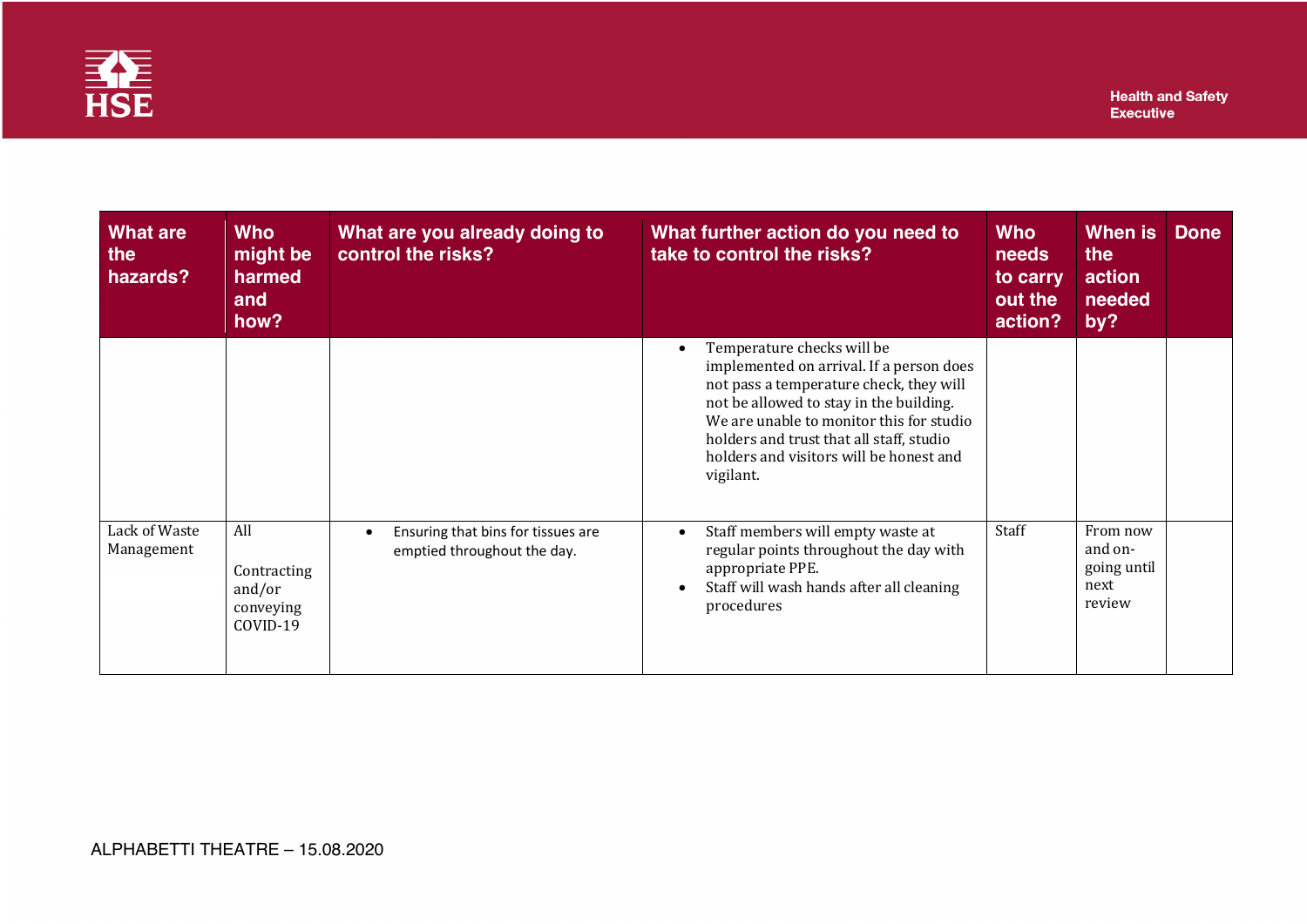| What are the hazards? | Who might be harmed and how? | What are you already doing to control the risks? | What further action do you need to take to control the risks? | Who needs to carry out the action? | When is the action needed by? | Done |
|---|---|---|---|---|---|---|
| | | | • Temperature checks will be implemented on arrival. If a person does not pass a temperature check, they will not be allowed to stay in the building. We are unable to monitor this for studio holders and trust that all staff, studio holders and visitors will be honest and vigilant. | | | |
| Lack of Waste Management | All<br><br>Contracting and/or conveying COVID-19 | • Ensuring that bins for tissues are emptied throughout the day. | • Staff members will empty waste at regular points throughout the day with appropriate PPE.<br>• Staff will wash hands after all cleaning procedures | Staff | From now and on-going until next review | |

ALPHABETTI THEATRE – 15.08.2020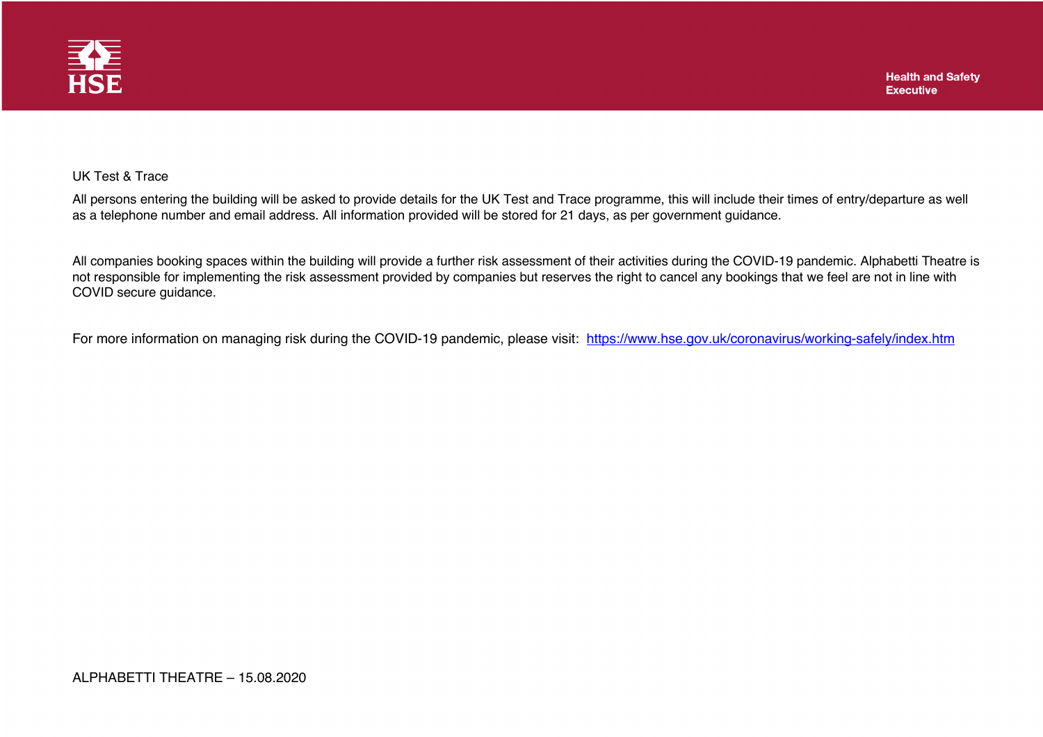UK Test & Trace

All persons entering the building will be asked to provide details for the UK Test and Trace programme, this will include their times of entry/departure as well as a telephone number and email address. All information provided will be stored for 21 days, as per government guidance.

All companies booking spaces within the building will provide a further risk assessment of their activities during the COVID-19 pandemic. Alphabetti Theatre is not responsible for implementing the risk assessment provided by companies but reserves the right to cancel any bookings that we feel are not in line with COVID secure guidance.

For more information on managing risk during the COVID-19 pandemic, please visit: https://www.hse.gov.uk/coronavirus/working-safely/index.htm

ALPHABETTI THEATRE – 15.08.2020